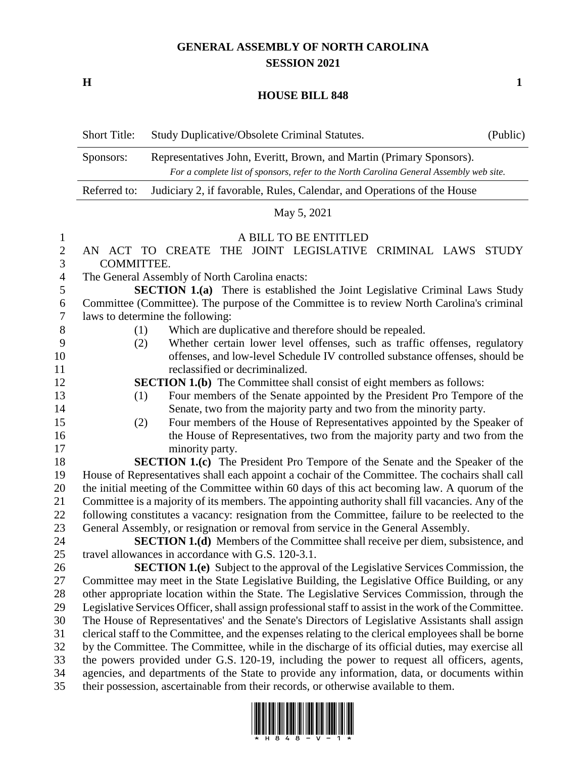# GENERAL ASSEMBLY OF NORTH CAROLINA
## SESSION 2021

**H** **1**

## HOUSE BILL 848

| Short Title: | Study Duplicative/Obsolete Criminal Statutes. | (Public) |
|---|---|---|
| Sponsors: | Representatives John, Everitt, Brown, and Martin (Primary Sponsors). *For a complete list of sponsors, refer to the North Carolina General Assembly web site.* | |
| Referred to: | Judiciary 2, if favorable, Rules, Calendar, and Operations of the House | |

May 5, 2021

A BILL TO BE ENTITLED

AN ACT TO CREATE THE JOINT LEGISLATIVE CRIMINAL LAWS STUDY COMMITTEE.

The General Assembly of North Carolina enacts:

**SECTION 1.(a)** There is established the Joint Legislative Criminal Laws Study Committee (Committee). The purpose of the Committee is to review North Carolina's criminal laws to determine the following:

(1) Which are duplicative and therefore should be repealed.

(2) Whether certain lower level offenses, such as traffic offenses, regulatory offenses, and low-level Schedule IV controlled substance offenses, should be reclassified or decriminalized.

**SECTION 1.(b)** The Committee shall consist of eight members as follows:

(1) Four members of the Senate appointed by the President Pro Tempore of the Senate, two from the majority party and two from the minority party.

(2) Four members of the House of Representatives appointed by the Speaker of the House of Representatives, two from the majority party and two from the minority party.

**SECTION 1.(c)** The President Pro Tempore of the Senate and the Speaker of the House of Representatives shall each appoint a cochair of the Committee. The cochairs shall call the initial meeting of the Committee within 60 days of this act becoming law. A quorum of the Committee is a majority of its members. The appointing authority shall fill vacancies. Any of the following constitutes a vacancy: resignation from the Committee, failure to be reelected to the General Assembly, or resignation or removal from service in the General Assembly.

**SECTION 1.(d)** Members of the Committee shall receive per diem, subsistence, and travel allowances in accordance with G.S. 120-3.1.

**SECTION 1.(e)** Subject to the approval of the Legislative Services Commission, the Committee may meet in the State Legislative Building, the Legislative Office Building, or any other appropriate location within the State. The Legislative Services Commission, through the Legislative Services Officer, shall assign professional staff to assist in the work of the Committee. The House of Representatives' and the Senate's Directors of Legislative Assistants shall assign clerical staff to the Committee, and the expenses relating to the clerical employees shall be borne by the Committee. The Committee, while in the discharge of its official duties, may exercise all the powers provided under G.S. 120-19, including the power to request all officers, agents, agencies, and departments of the State to provide any information, data, or documents within their possession, ascertainable from their records, or otherwise available to them.

\* H 8 4 8 - V - 1 \*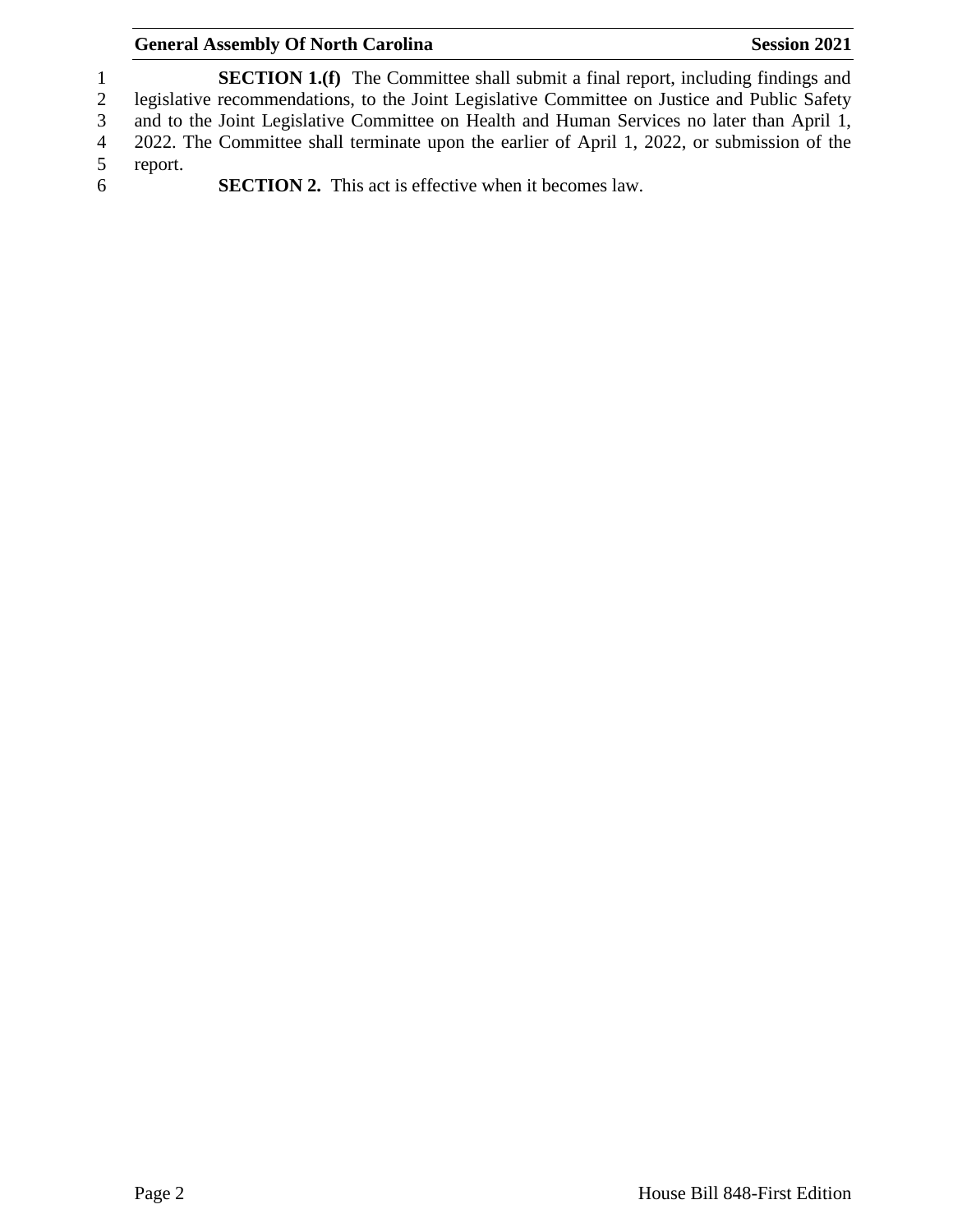**SECTION 1.(f)** The Committee shall submit a final report, including findings and legislative recommendations, to the Joint Legislative Committee on Justice and Public Safety and to the Joint Legislative Committee on Health and Human Services no later than April 1, 2022. The Committee shall terminate upon the earlier of April 1, 2022, or submission of the report.

**SECTION 2.** This act is effective when it becomes law.